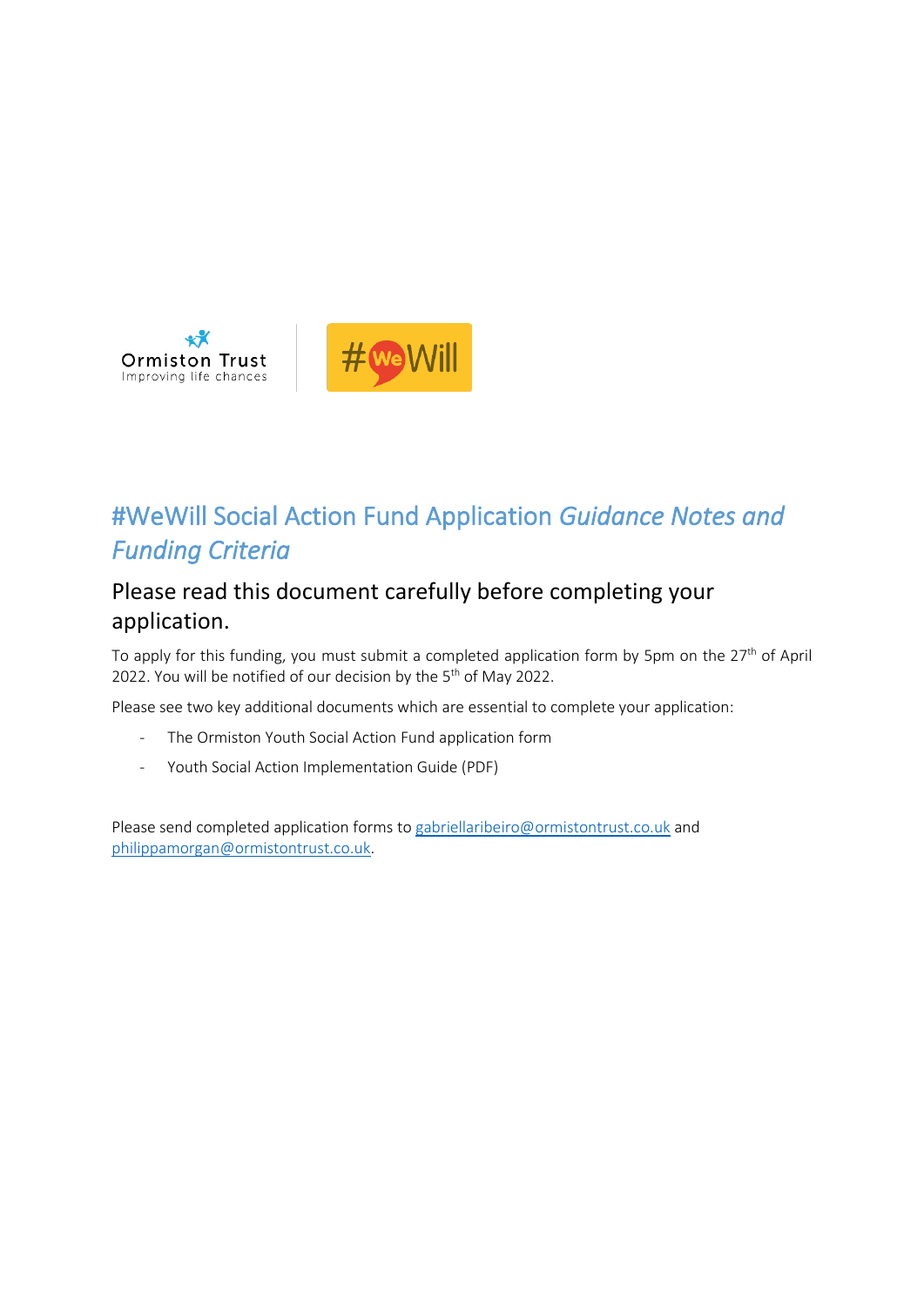Ormiston Trust
Improving life chances

#WeWill

# #WeWill Social Action Fund Application *Guidance Notes and Funding Criteria*

## Please read this document carefully before completing your application.

To apply for this funding, you must submit a completed application form by 5pm on the 27th of April 2022. You will be notified of our decision by the 5th of May 2022.

Please see two key additional documents which are essential to complete your application:

- The Ormiston Youth Social Action Fund application form
- Youth Social Action Implementation Guide (PDF)

Please send completed application forms to gabriellaribeiro@ormistontrust.co.uk and philippamorgan@ormistontrust.co.uk.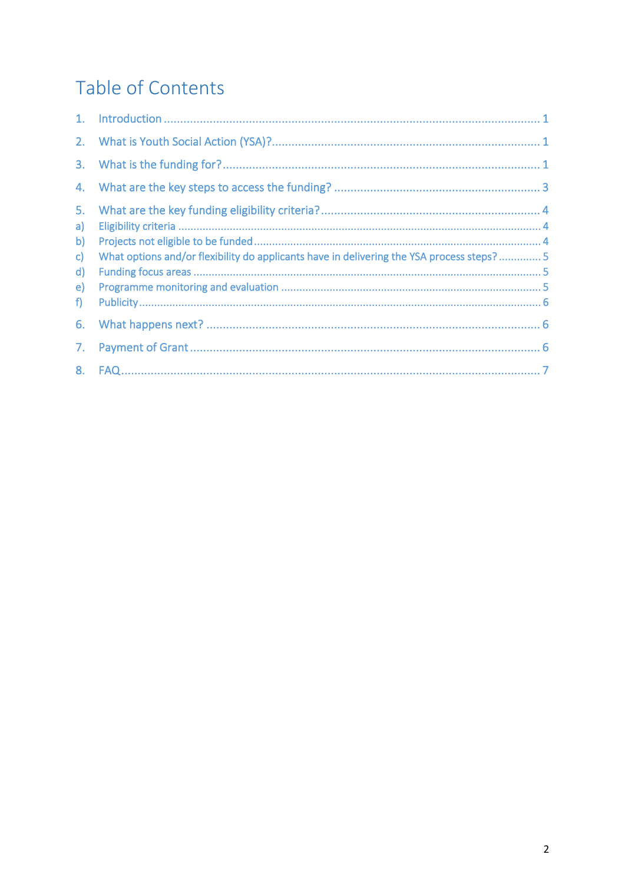# Table of Contents

1. Introduction ........................................................................................................................ 1
2. What is Youth Social Action (YSA)? ................................................................................. 1
3. What is the funding for? ................................................................................................... 1
4. What are the key steps to access the funding? ............................................................... 3
5. What are the key funding eligibility criteria? ................................................................... 4
   a) Eligibility criteria ............................................................................................................. 4
   b) Projects not eligible to be funded .................................................................................. 4
   c) What options and/or flexibility do applicants have in delivering the YSA process steps? ............. 5
   d) Funding focus areas ........................................................................................................ 5
   e) Programme monitoring and evaluation ........................................................................... 5
   f) Publicity ............................................................................................................................ 6
6. What happens next? ......................................................................................................... 6
7. Payment of Grant ............................................................................................................... 6
8. FAQ .................................................................................................................................... 7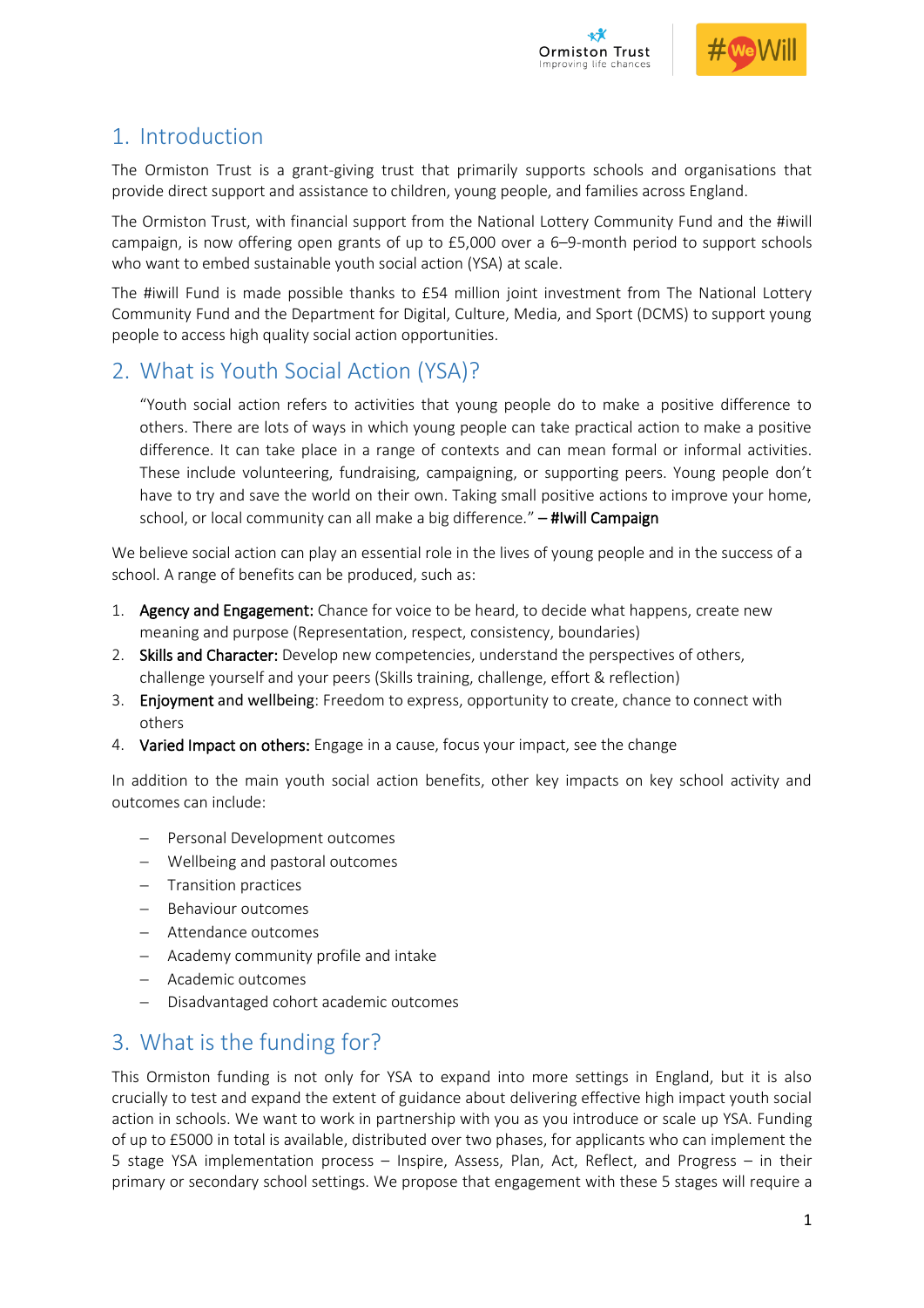## 1. Introduction

The Ormiston Trust is a grant-giving trust that primarily supports schools and organisations that provide direct support and assistance to children, young people, and families across England.

The Ormiston Trust, with financial support from the National Lottery Community Fund and the #iwill campaign, is now offering open grants of up to £5,000 over a 6–9-month period to support schools who want to embed sustainable youth social action (YSA) at scale.

The #iwill Fund is made possible thanks to £54 million joint investment from The National Lottery Community Fund and the Department for Digital, Culture, Media, and Sport (DCMS) to support young people to access high quality social action opportunities.

## 2. What is Youth Social Action (YSA)?

> "Youth social action refers to activities that young people do to make a positive difference to others. There are lots of ways in which young people can take practical action to make a positive difference. It can take place in a range of contexts and can mean formal or informal activities. These include volunteering, fundraising, campaigning, or supporting peers. Young people don't have to try and save the world on their own. Taking small positive actions to improve your home, school, or local community can all make a big difference." – **#Iwill Campaign**

We believe social action can play an essential role in the lives of young people and in the success of a school. A range of benefits can be produced, such as:

1. **Agency and Engagement:** Chance for voice to be heard, to decide what happens, create new meaning and purpose (Representation, respect, consistency, boundaries)
2. **Skills and Character:** Develop new competencies, understand the perspectives of others, challenge yourself and your peers (Skills training, challenge, effort & reflection)
3. **Enjoyment and wellbeing**: Freedom to express, opportunity to create, chance to connect with others
4. **Varied Impact on others:** Engage in a cause, focus your impact, see the change

In addition to the main youth social action benefits, other key impacts on key school activity and outcomes can include:

- Personal Development outcomes
- Wellbeing and pastoral outcomes
- Transition practices
- Behaviour outcomes
- Attendance outcomes
- Academy community profile and intake
- Academic outcomes
- Disadvantaged cohort academic outcomes

## 3. What is the funding for?

This Ormiston funding is not only for YSA to expand into more settings in England, but it is also crucially to test and expand the extent of guidance about delivering effective high impact youth social action in schools. We want to work in partnership with you as you introduce or scale up YSA. Funding of up to £5000 in total is available, distributed over two phases, for applicants who can implement the 5 stage YSA implementation process – Inspire, Assess, Plan, Act, Reflect, and Progress – in their primary or secondary school settings. We propose that engagement with these 5 stages will require a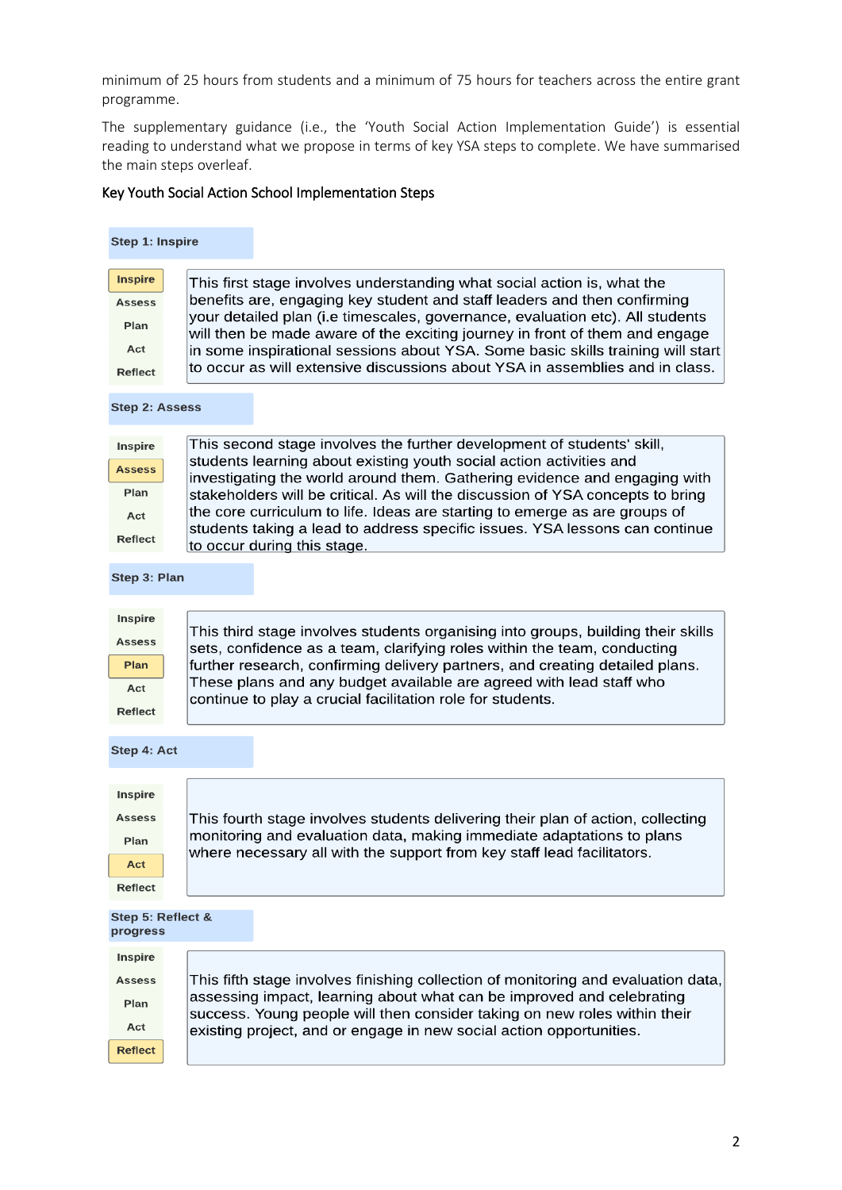minimum of 25 hours from students and a minimum of 75 hours for teachers across the entire grant programme.

The supplementary guidance (i.e., the 'Youth Social Action Implementation Guide') is essential reading to understand what we propose in terms of key YSA steps to complete. We have summarised the main steps overleaf.

Key Youth Social Action School Implementation Steps

**Step 1: Inspire**

| | |
|---|---|
| **Inspire** (highlighted) / Assess / Plan / Act / Reflect | This first stage involves understanding what social action is, what the benefits are, engaging key student and staff leaders and then confirming your detailed plan (i.e timescales, governance, evaluation etc). All students will then be made aware of the exciting journey in front of them and engage in some inspirational sessions about YSA. Some basic skills training will start to occur as will extensive discussions about YSA in assemblies and in class. |

**Step 2: Assess**

| | |
|---|---|
| Inspire / **Assess** (highlighted) / Plan / Act / Reflect | This second stage involves the further development of students' skill, students learning about existing youth social action activities and investigating the world around them. Gathering evidence and engaging with stakeholders will be critical. As will the discussion of YSA concepts to bring the core curriculum to life. Ideas are starting to emerge as are groups of students taking a lead to address specific issues. YSA lessons can continue to occur during this stage. |

**Step 3: Plan**

| | |
|---|---|
| Inspire / Assess / **Plan** (highlighted) / Act / Reflect | This third stage involves students organising into groups, building their skills sets, confidence as a team, clarifying roles within the team, conducting further research, confirming delivery partners, and creating detailed plans. These plans and any budget available are agreed with lead staff who continue to play a crucial facilitation role for students. |

**Step 4: Act**

| | |
|---|---|
| Inspire / Assess / Plan / **Act** (highlighted) / Reflect | This fourth stage involves students delivering their plan of action, collecting monitoring and evaluation data, making immediate adaptations to plans where necessary all with the support from key staff lead facilitators. |

**Step 5: Reflect & progress**

| | |
|---|---|
| Inspire / Assess / Plan / Act / **Reflect** (highlighted) | This fifth stage involves finishing collection of monitoring and evaluation data, assessing impact, learning about what can be improved and celebrating success. Young people will then consider taking on new roles within their existing project, and or engage in new social action opportunities. |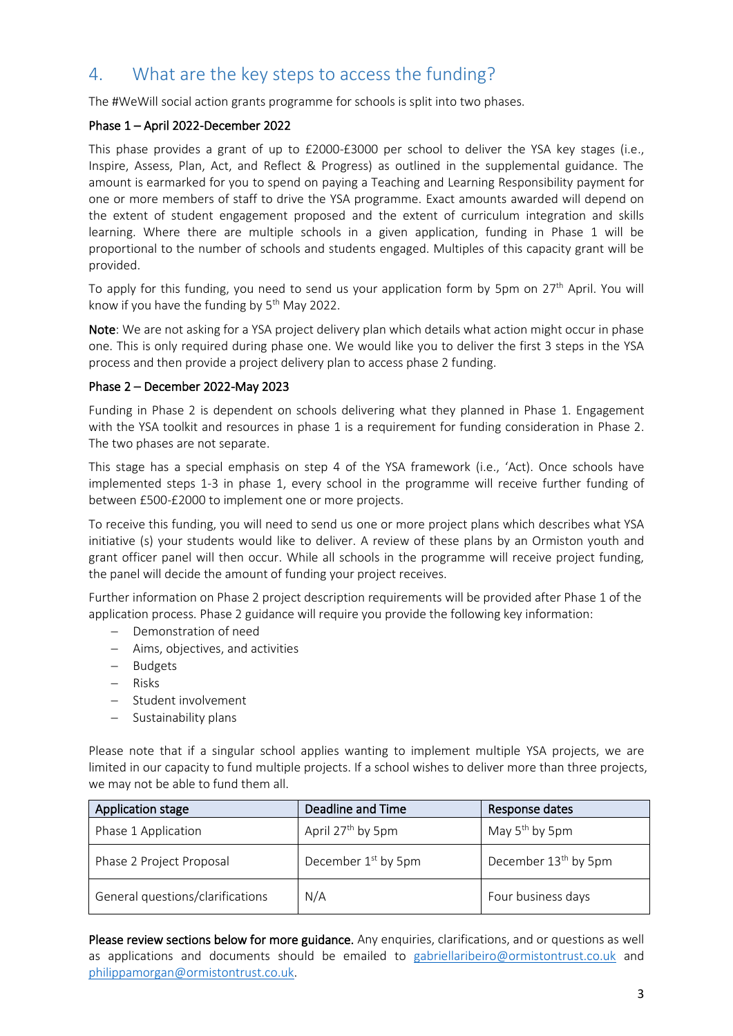## 4. What are the key steps to access the funding?

The #WeWill social action grants programme for schools is split into two phases.

**Phase 1 – April 2022-December 2022**

This phase provides a grant of up to £2000-£3000 per school to deliver the YSA key stages (i.e., Inspire, Assess, Plan, Act, and Reflect & Progress) as outlined in the supplemental guidance. The amount is earmarked for you to spend on paying a Teaching and Learning Responsibility payment for one or more members of staff to drive the YSA programme. Exact amounts awarded will depend on the extent of student engagement proposed and the extent of curriculum integration and skills learning. Where there are multiple schools in a given application, funding in Phase 1 will be proportional to the number of schools and students engaged. Multiples of this capacity grant will be provided.

To apply for this funding, you need to send us your application form by 5pm on 27th April. You will know if you have the funding by 5th May 2022.

**Note**: We are not asking for a YSA project delivery plan which details what action might occur in phase one. This is only required during phase one. We would like you to deliver the first 3 steps in the YSA process and then provide a project delivery plan to access phase 2 funding.

**Phase 2 – December 2022-May 2023**

Funding in Phase 2 is dependent on schools delivering what they planned in Phase 1. Engagement with the YSA toolkit and resources in phase 1 is a requirement for funding consideration in Phase 2. The two phases are not separate.

This stage has a special emphasis on step 4 of the YSA framework (i.e., 'Act). Once schools have implemented steps 1-3 in phase 1, every school in the programme will receive further funding of between £500-£2000 to implement one or more projects.

To receive this funding, you will need to send us one or more project plans which describes what YSA initiative (s) your students would like to deliver. A review of these plans by an Ormiston youth and grant officer panel will then occur. While all schools in the programme will receive project funding, the panel will decide the amount of funding your project receives.

Further information on Phase 2 project description requirements will be provided after Phase 1 of the application process. Phase 2 guidance will require you provide the following key information:

- Demonstration of need
- Aims, objectives, and activities
- Budgets
- Risks
- Student involvement
- Sustainability plans

Please note that if a singular school applies wanting to implement multiple YSA projects, we are limited in our capacity to fund multiple projects. If a school wishes to deliver more than three projects, we may not be able to fund them all.

| Application stage | Deadline and Time | Response dates |
|---|---|---|
| Phase 1 Application | April 27th by 5pm | May 5th by 5pm |
| Phase 2 Project Proposal | December 1st by 5pm | December 13th by 5pm |
| General questions/clarifications | N/A | Four business days |

**Please review sections below for more guidance.** Any enquiries, clarifications, and or questions as well as applications and documents should be emailed to gabriellaribeiro@ormistontrust.co.uk and philippamorgan@ormistontrust.co.uk.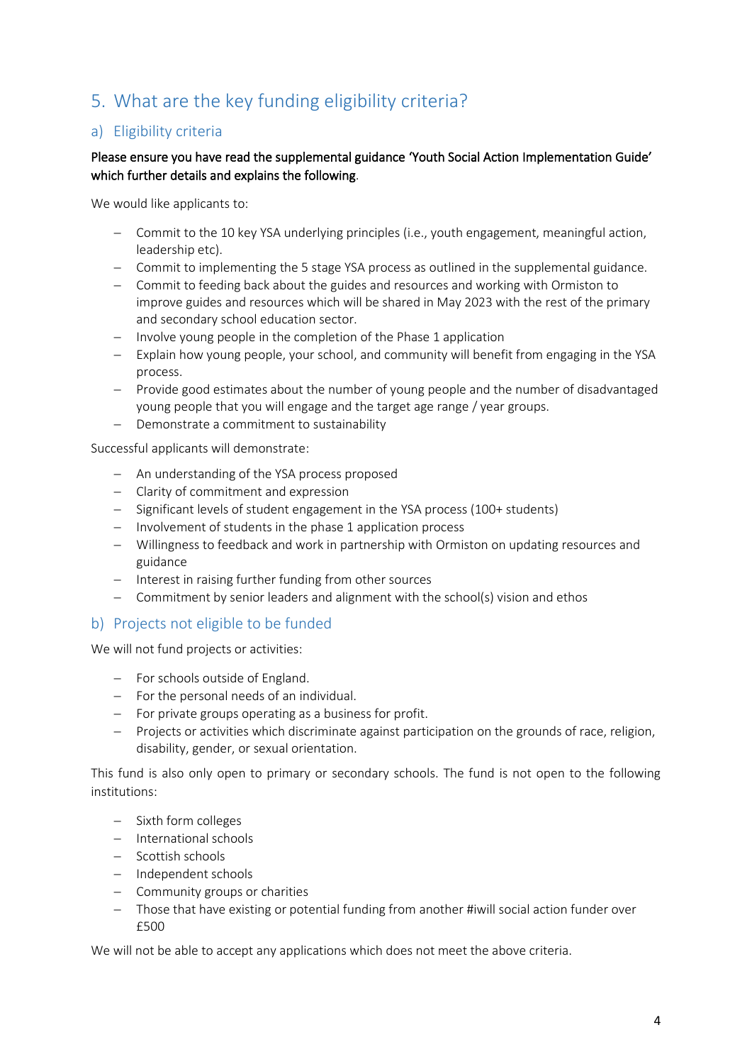## 5. What are the key funding eligibility criteria?

### a) Eligibility criteria

**Please ensure you have read the supplemental guidance 'Youth Social Action Implementation Guide' which further details and explains the following**.

We would like applicants to:

- Commit to the 10 key YSA underlying principles (i.e., youth engagement, meaningful action, leadership etc).
- Commit to implementing the 5 stage YSA process as outlined in the supplemental guidance.
- Commit to feeding back about the guides and resources and working with Ormiston to improve guides and resources which will be shared in May 2023 with the rest of the primary and secondary school education sector.
- Involve young people in the completion of the Phase 1 application
- Explain how young people, your school, and community will benefit from engaging in the YSA process.
- Provide good estimates about the number of young people and the number of disadvantaged young people that you will engage and the target age range / year groups.
- Demonstrate a commitment to sustainability

Successful applicants will demonstrate:

- An understanding of the YSA process proposed
- Clarity of commitment and expression
- Significant levels of student engagement in the YSA process (100+ students)
- Involvement of students in the phase 1 application process
- Willingness to feedback and work in partnership with Ormiston on updating resources and guidance
- Interest in raising further funding from other sources
- Commitment by senior leaders and alignment with the school(s) vision and ethos

### b) Projects not eligible to be funded

We will not fund projects or activities:

- For schools outside of England.
- For the personal needs of an individual.
- For private groups operating as a business for profit.
- Projects or activities which discriminate against participation on the grounds of race, religion, disability, gender, or sexual orientation.

This fund is also only open to primary or secondary schools. The fund is not open to the following institutions:

- Sixth form colleges
- International schools
- Scottish schools
- Independent schools
- Community groups or charities
- Those that have existing or potential funding from another #iwill social action funder over £500

We will not be able to accept any applications which does not meet the above criteria.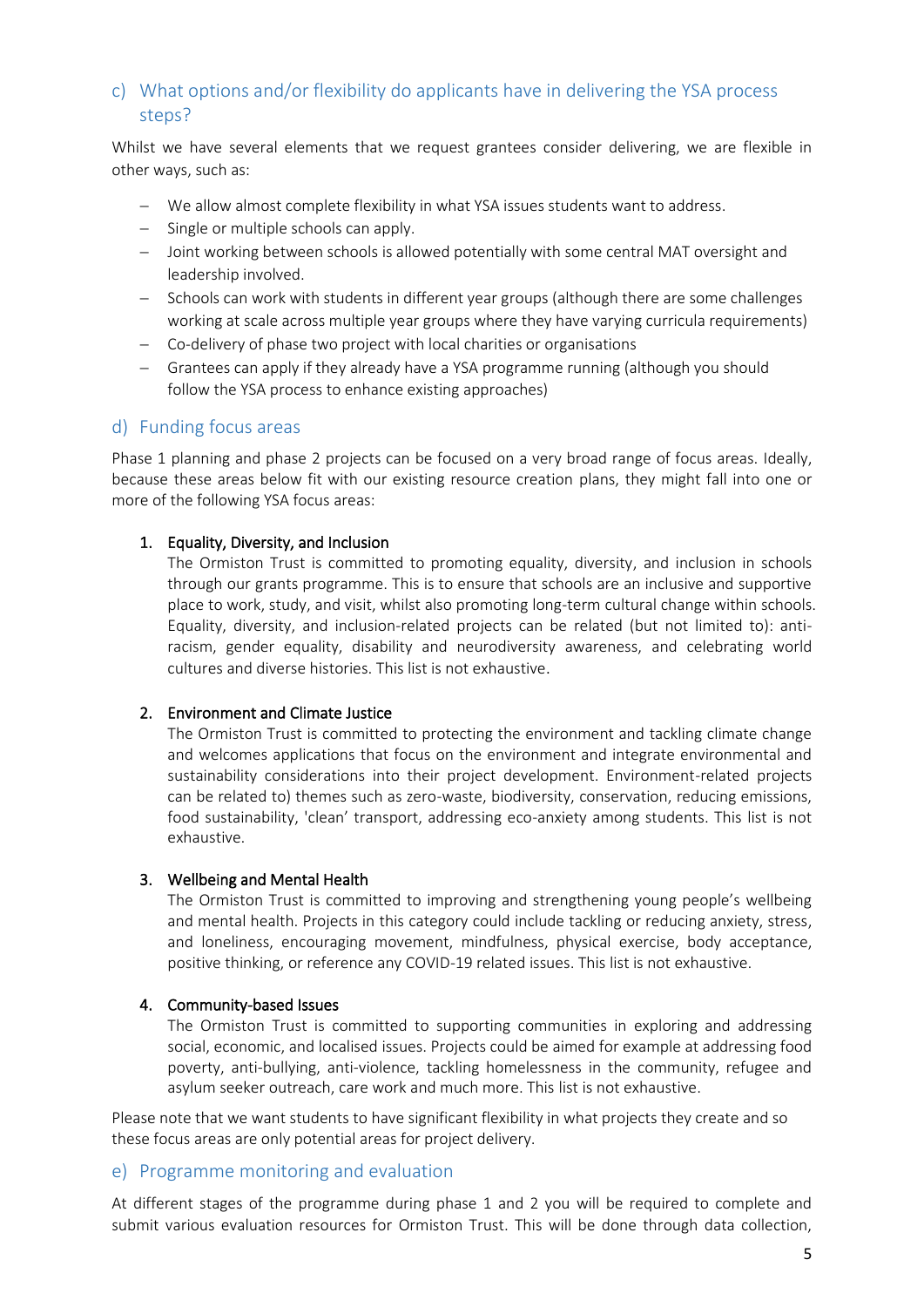## c) What options and/or flexibility do applicants have in delivering the YSA process steps?

Whilst we have several elements that we request grantees consider delivering, we are flexible in other ways, such as:

- We allow almost complete flexibility in what YSA issues students want to address.
- Single or multiple schools can apply.
- Joint working between schools is allowed potentially with some central MAT oversight and leadership involved.
- Schools can work with students in different year groups (although there are some challenges working at scale across multiple year groups where they have varying curricula requirements)
- Co-delivery of phase two project with local charities or organisations
- Grantees can apply if they already have a YSA programme running (although you should follow the YSA process to enhance existing approaches)

## d) Funding focus areas

Phase 1 planning and phase 2 projects can be focused on a very broad range of focus areas. Ideally, because these areas below fit with our existing resource creation plans, they might fall into one or more of the following YSA focus areas:

1. **Equality, Diversity, and Inclusion**
   The Ormiston Trust is committed to promoting equality, diversity, and inclusion in schools through our grants programme. This is to ensure that schools are an inclusive and supportive place to work, study, and visit, whilst also promoting long-term cultural change within schools. Equality, diversity, and inclusion-related projects can be related (but not limited to): anti-racism, gender equality, disability and neurodiversity awareness, and celebrating world cultures and diverse histories. This list is not exhaustive.

2. **Environment and Climate Justice**
   The Ormiston Trust is committed to protecting the environment and tackling climate change and welcomes applications that focus on the environment and integrate environmental and sustainability considerations into their project development. Environment-related projects can be related to) themes such as zero-waste, biodiversity, conservation, reducing emissions, food sustainability, 'clean' transport, addressing eco-anxiety among students. This list is not exhaustive.

3. **Wellbeing and Mental Health**
   The Ormiston Trust is committed to improving and strengthening young people's wellbeing and mental health. Projects in this category could include tackling or reducing anxiety, stress, and loneliness, encouraging movement, mindfulness, physical exercise, body acceptance, positive thinking, or reference any COVID-19 related issues. This list is not exhaustive.

4. **Community-based Issues**
   The Ormiston Trust is committed to supporting communities in exploring and addressing social, economic, and localised issues. Projects could be aimed for example at addressing food poverty, anti-bullying, anti-violence, tackling homelessness in the community, refugee and asylum seeker outreach, care work and much more. This list is not exhaustive.

Please note that we want students to have significant flexibility in what projects they create and so these focus areas are only potential areas for project delivery.

## e) Programme monitoring and evaluation

At different stages of the programme during phase 1 and 2 you will be required to complete and submit various evaluation resources for Ormiston Trust. This will be done through data collection,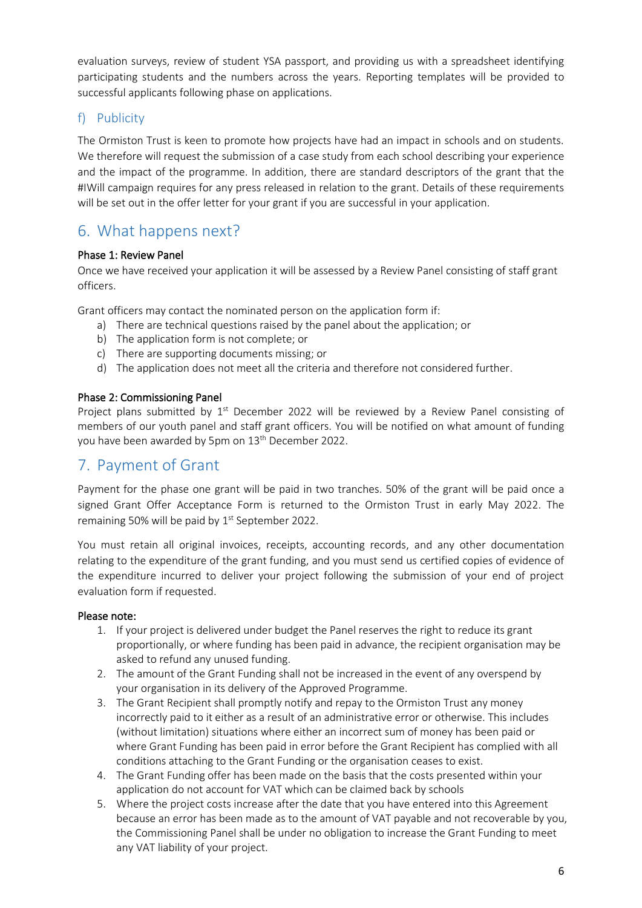evaluation surveys, review of student YSA passport, and providing us with a spreadsheet identifying participating students and the numbers across the years. Reporting templates will be provided to successful applicants following phase on applications.

### f) Publicity

The Ormiston Trust is keen to promote how projects have had an impact in schools and on students. We therefore will request the submission of a case study from each school describing your experience and the impact of the programme. In addition, there are standard descriptors of the grant that the #IWill campaign requires for any press released in relation to the grant. Details of these requirements will be set out in the offer letter for your grant if you are successful in your application.

## 6. What happens next?

**Phase 1: Review Panel**

Once we have received your application it will be assessed by a Review Panel consisting of staff grant officers.

Grant officers may contact the nominated person on the application form if:

a) There are technical questions raised by the panel about the application; or
b) The application form is not complete; or
c) There are supporting documents missing; or
d) The application does not meet all the criteria and therefore not considered further.

**Phase 2: Commissioning Panel**

Project plans submitted by 1st December 2022 will be reviewed by a Review Panel consisting of members of our youth panel and staff grant officers. You will be notified on what amount of funding you have been awarded by 5pm on 13th December 2022.

## 7. Payment of Grant

Payment for the phase one grant will be paid in two tranches. 50% of the grant will be paid once a signed Grant Offer Acceptance Form is returned to the Ormiston Trust in early May 2022. The remaining 50% will be paid by 1st September 2022.

You must retain all original invoices, receipts, accounting records, and any other documentation relating to the expenditure of the grant funding, and you must send us certified copies of evidence of the expenditure incurred to deliver your project following the submission of your end of project evaluation form if requested.

**Please note:**

1. If your project is delivered under budget the Panel reserves the right to reduce its grant proportionally, or where funding has been paid in advance, the recipient organisation may be asked to refund any unused funding.
2. The amount of the Grant Funding shall not be increased in the event of any overspend by your organisation in its delivery of the Approved Programme.
3. The Grant Recipient shall promptly notify and repay to the Ormiston Trust any money incorrectly paid to it either as a result of an administrative error or otherwise. This includes (without limitation) situations where either an incorrect sum of money has been paid or where Grant Funding has been paid in error before the Grant Recipient has complied with all conditions attaching to the Grant Funding or the organisation ceases to exist.
4. The Grant Funding offer has been made on the basis that the costs presented within your application do not account for VAT which can be claimed back by schools
5. Where the project costs increase after the date that you have entered into this Agreement because an error has been made as to the amount of VAT payable and not recoverable by you, the Commissioning Panel shall be under no obligation to increase the Grant Funding to meet any VAT liability of your project.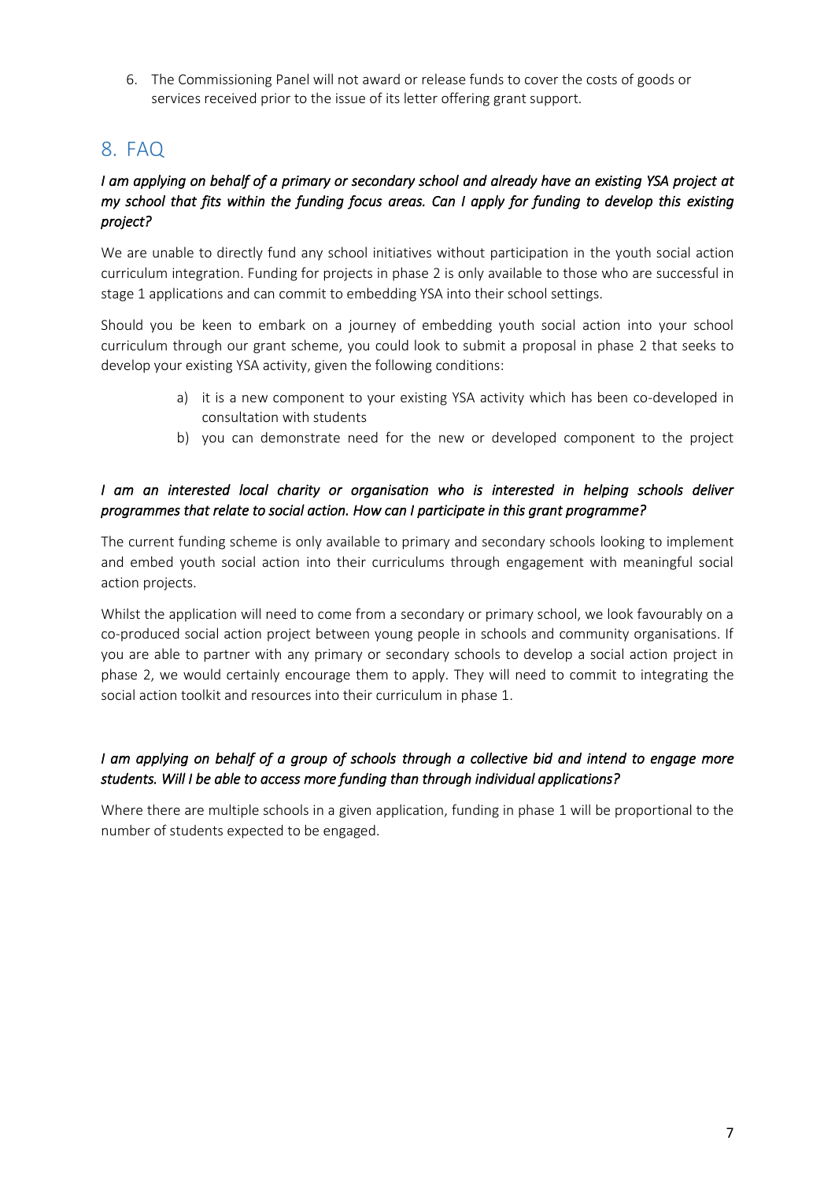6. The Commissioning Panel will not award or release funds to cover the costs of goods or services received prior to the issue of its letter offering grant support.

## 8. FAQ

*I am applying on behalf of a primary or secondary school and already have an existing YSA project at my school that fits within the funding focus areas. Can I apply for funding to develop this existing project?*

We are unable to directly fund any school initiatives without participation in the youth social action curriculum integration. Funding for projects in phase 2 is only available to those who are successful in stage 1 applications and can commit to embedding YSA into their school settings.

Should you be keen to embark on a journey of embedding youth social action into your school curriculum through our grant scheme, you could look to submit a proposal in phase 2 that seeks to develop your existing YSA activity, given the following conditions:

a) it is a new component to your existing YSA activity which has been co-developed in consultation with students
b) you can demonstrate need for the new or developed component to the project

*I am an interested local charity or organisation who is interested in helping schools deliver programmes that relate to social action. How can I participate in this grant programme?*

The current funding scheme is only available to primary and secondary schools looking to implement and embed youth social action into their curriculums through engagement with meaningful social action projects.

Whilst the application will need to come from a secondary or primary school, we look favourably on a co-produced social action project between young people in schools and community organisations. If you are able to partner with any primary or secondary schools to develop a social action project in phase 2, we would certainly encourage them to apply. They will need to commit to integrating the social action toolkit and resources into their curriculum in phase 1.

*I am applying on behalf of a group of schools through a collective bid and intend to engage more students. Will I be able to access more funding than through individual applications?*

Where there are multiple schools in a given application, funding in phase 1 will be proportional to the number of students expected to be engaged.